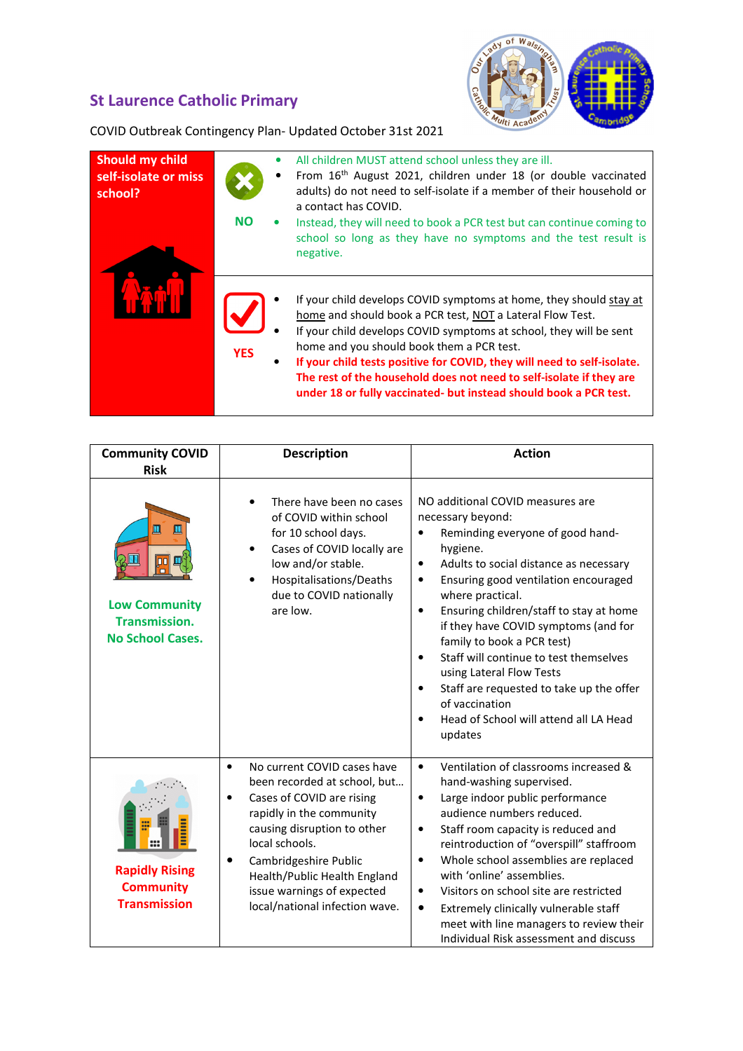## St Laurence Catholic Primary

COVID Outbreak Contingency Plan- Updated October 31st 2021

| Should my child self-isolate or miss school? | | |
|---|---|---|
| | **NO** | • All children MUST attend school unless they are ill.<br>• From 16th August 2021, children under 18 (or double vaccinated adults) do not need to self-isolate if a member of their household or a contact has COVID.<br>• Instead, they will need to book a PCR test but can continue coming to school so long as they have no symptoms and the test result is negative. |
| | **YES** | • If your child develops COVID symptoms at home, they should stay at home and should book a PCR test, NOT a Lateral Flow Test.<br>• If your child develops COVID symptoms at school, they will be sent home and you should book them a PCR test.<br>• **If your child tests positive for COVID, they will need to self-isolate. The rest of the household does not need to self-isolate if they are under 18 or fully vaccinated- but instead should book a PCR test.** |

| Community COVID Risk | Description | Action |
|---|---|---|
| **Low Community Transmission. No School Cases.** | • There have been no cases of COVID within school for 10 school days.<br>• Cases of COVID locally are low and/or stable.<br>• Hospitalisations/Deaths due to COVID nationally are low. | NO additional COVID measures are necessary beyond:<br>• Reminding everyone of good hand-hygiene.<br>• Adults to social distance as necessary<br>• Ensuring good ventilation encouraged where practical.<br>• Ensuring children/staff to stay at home if they have COVID symptoms (and for family to book a PCR test)<br>• Staff will continue to test themselves using Lateral Flow Tests<br>• Staff are requested to take up the offer of vaccination<br>• Head of School will attend all LA Head updates |
| **Rapidly Rising Community Transmission** | • No current COVID cases have been recorded at school, but…<br>• Cases of COVID are rising rapidly in the community causing disruption to other local schools.<br>• Cambridgeshire Public Health/Public Health England issue warnings of expected local/national infection wave. | • Ventilation of classrooms increased & hand-washing supervised.<br>• Large indoor public performance audience numbers reduced.<br>• Staff room capacity is reduced and reintroduction of "overspill" staffroom<br>• Whole school assemblies are replaced with 'online' assemblies.<br>• Visitors on school site are restricted<br>• Extremely clinically vulnerable staff meet with line managers to review their Individual Risk assessment and discuss |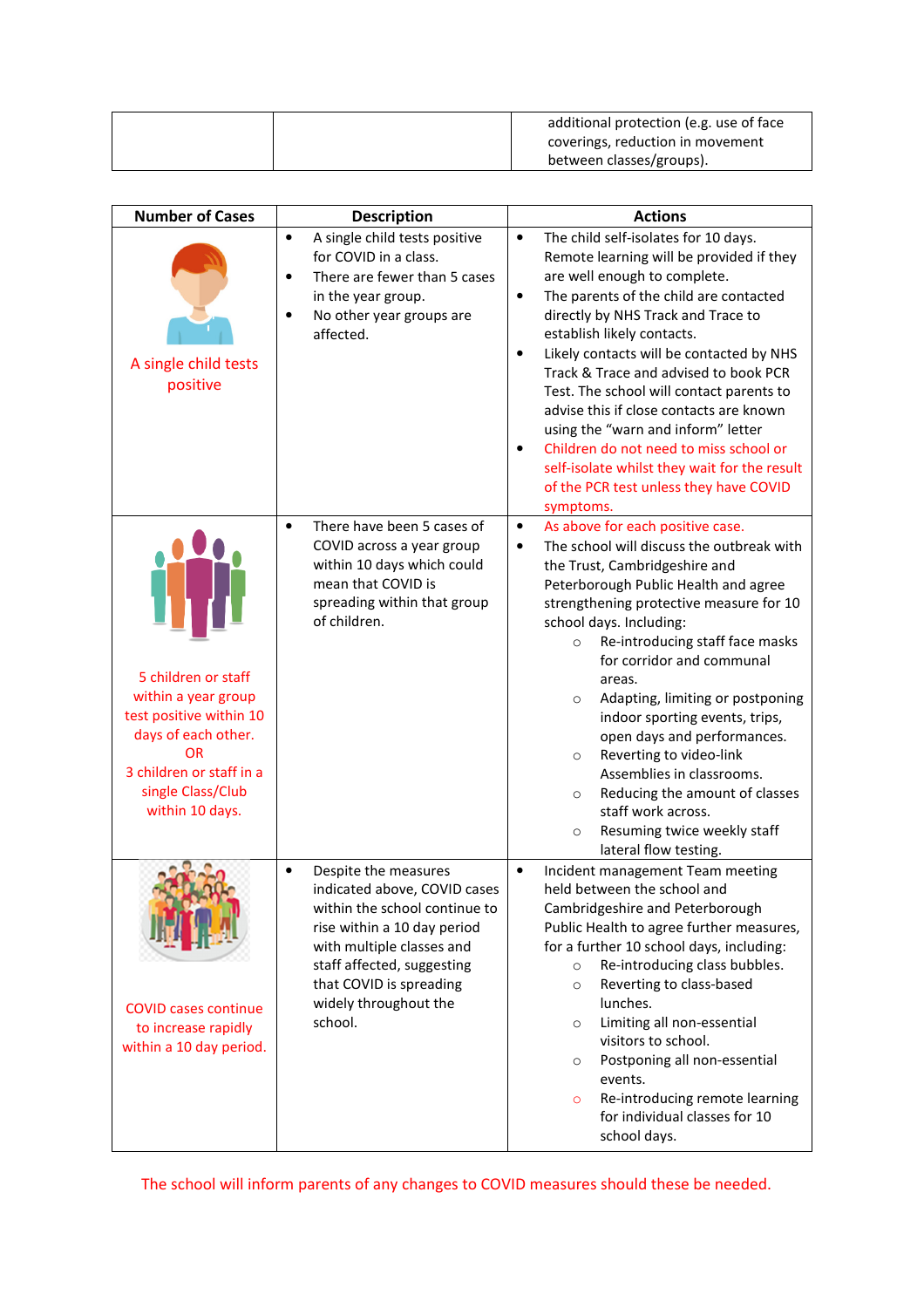| | | |
|---|---|---|
| | | additional protection (e.g. use of face coverings, reduction in movement between classes/groups). |

| Number of Cases | Description | Actions |
|---|---|---|
| A single child tests positive | • A single child tests positive for COVID in a class.<br>• There are fewer than 5 cases in the year group.<br>• No other year groups are affected. | • The child self-isolates for 10 days. Remote learning will be provided if they are well enough to complete.<br>• The parents of the child are contacted directly by NHS Track and Trace to establish likely contacts.<br>• Likely contacts will be contacted by NHS Track & Trace and advised to book PCR Test. The school will contact parents to advise this if close contacts are known using the "warn and inform" letter<br>• Children do not need to miss school or self-isolate whilst they wait for the result of the PCR test unless they have COVID symptoms. |
| 5 children or staff within a year group test positive within 10 days of each other.<br>OR<br>3 children or staff in a single Class/Club within 10 days. | • There have been 5 cases of COVID across a year group within 10 days which could mean that COVID is spreading within that group of children. | • As above for each positive case.<br>• The school will discuss the outbreak with the Trust, Cambridgeshire and Peterborough Public Health and agree strengthening protective measure for 10 school days. Including:<br>  ○ Re-introducing staff face masks for corridor and communal areas.<br>  ○ Adapting, limiting or postponing indoor sporting events, trips, open days and performances.<br>  ○ Reverting to video-link Assemblies in classrooms.<br>  ○ Reducing the amount of classes staff work across.<br>  ○ Resuming twice weekly staff lateral flow testing. |
| COVID cases continue to increase rapidly within a 10 day period. | • Despite the measures indicated above, COVID cases within the school continue to rise within a 10 day period with multiple classes and staff affected, suggesting that COVID is spreading widely throughout the school. | • Incident management Team meeting held between the school and Cambridgeshire and Peterborough Public Health to agree further measures, for a further 10 school days, including:<br>  ○ Re-introducing class bubbles.<br>  ○ Reverting to class-based lunches.<br>  ○ Limiting all non-essential visitors to school.<br>  ○ Postponing all non-essential events.<br>  ○ Re-introducing remote learning for individual classes for 10 school days. |

The school will inform parents of any changes to COVID measures should these be needed.